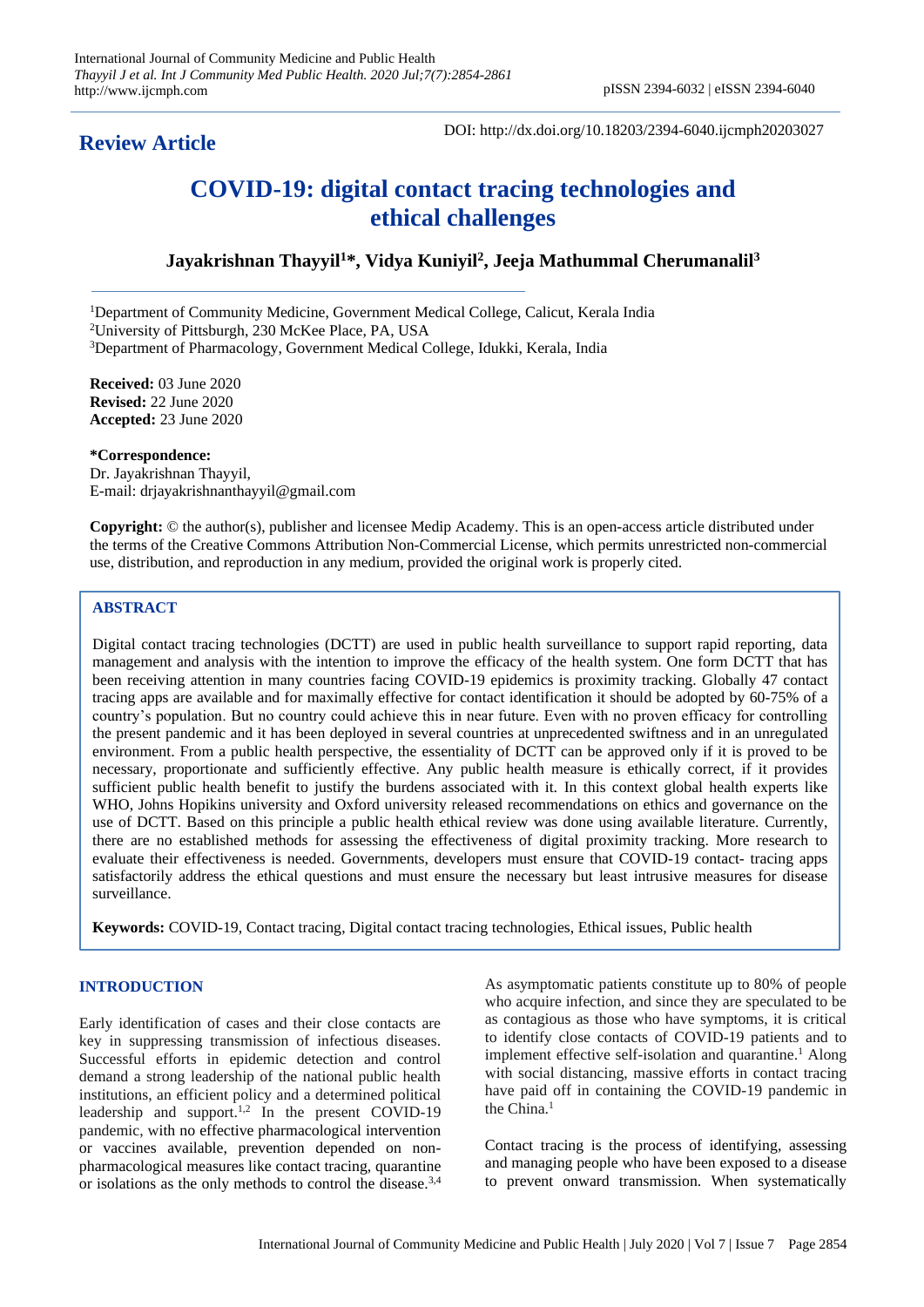**Review Article**

DOI: http://dx.doi.org/10.18203/2394-6040.ijcmph20203027

# COVID-19: digital contact tracing technologies and ethical challenges

**Jayakrishnan Thayyil[1]*, Vidya Kuniyil[2], Jeeja Mathummal Cherumanalil[3]**

[1]Department of Community Medicine, Government Medical College, Calicut, Kerala India
[2]University of Pittsburgh, 230 McKee Place, PA, USA
[3]Department of Pharmacology, Government Medical College, Idukki, Kerala, India

**Received:** 03 June 2020
**Revised:** 22 June 2020
**Accepted:** 23 June 2020

**\*Correspondence:**
Dr. Jayakrishnan Thayyil,
E-mail: drjayakrishnanthayyil@gmail.com

**Copyright:** © the author(s), publisher and licensee Medip Academy. This is an open-access article distributed under the terms of the Creative Commons Attribution Non-Commercial License, which permits unrestricted non-commercial use, distribution, and reproduction in any medium, provided the original work is properly cited.

## ABSTRACT

Digital contact tracing technologies (DCTT) are used in public health surveillance to support rapid reporting, data management and analysis with the intention to improve the efficacy of the health system. One form DCTT that has been receiving attention in many countries facing COVID-19 epidemics is proximity tracking. Globally 47 contact tracing apps are available and for maximally effective for contact identification it should be adopted by 60-75% of a country's population. But no country could achieve this in near future. Even with no proven efficacy for controlling the present pandemic and it has been deployed in several countries at unprecedented swiftness and in an unregulated environment. From a public health perspective, the essentiality of DCTT can be approved only if it is proved to be necessary, proportionate and sufficiently effective. Any public health measure is ethically correct, if it provides sufficient public health benefit to justify the burdens associated with it. In this context global health experts like WHO, Johns Hopikins university and Oxford university released recommendations on ethics and governance on the use of DCTT. Based on this principle a public health ethical review was done using available literature. Currently, there are no established methods for assessing the effectiveness of digital proximity tracking. More research to evaluate their effectiveness is needed. Governments, developers must ensure that COVID-19 contact- tracing apps satisfactorily address the ethical questions and must ensure the necessary but least intrusive measures for disease surveillance.

**Keywords:** COVID-19, Contact tracing, Digital contact tracing technologies, Ethical issues, Public health

## INTRODUCTION

Early identification of cases and their close contacts are key in suppressing transmission of infectious diseases. Successful efforts in epidemic detection and control demand a strong leadership of the national public health institutions, an efficient policy and a determined political leadership and support.[1,2] In the present COVID-19 pandemic, with no effective pharmacological intervention or vaccines available, prevention depended on non-pharmacological measures like contact tracing, quarantine or isolations as the only methods to control the disease.[3,4]

As asymptomatic patients constitute up to 80% of people who acquire infection, and since they are speculated to be as contagious as those who have symptoms, it is critical to identify close contacts of COVID-19 patients and to implement effective self-isolation and quarantine.[1] Along with social distancing, massive efforts in contact tracing have paid off in containing the COVID-19 pandemic in the China.[1]

Contact tracing is the process of identifying, assessing and managing people who have been exposed to a disease to prevent onward transmission. When systematically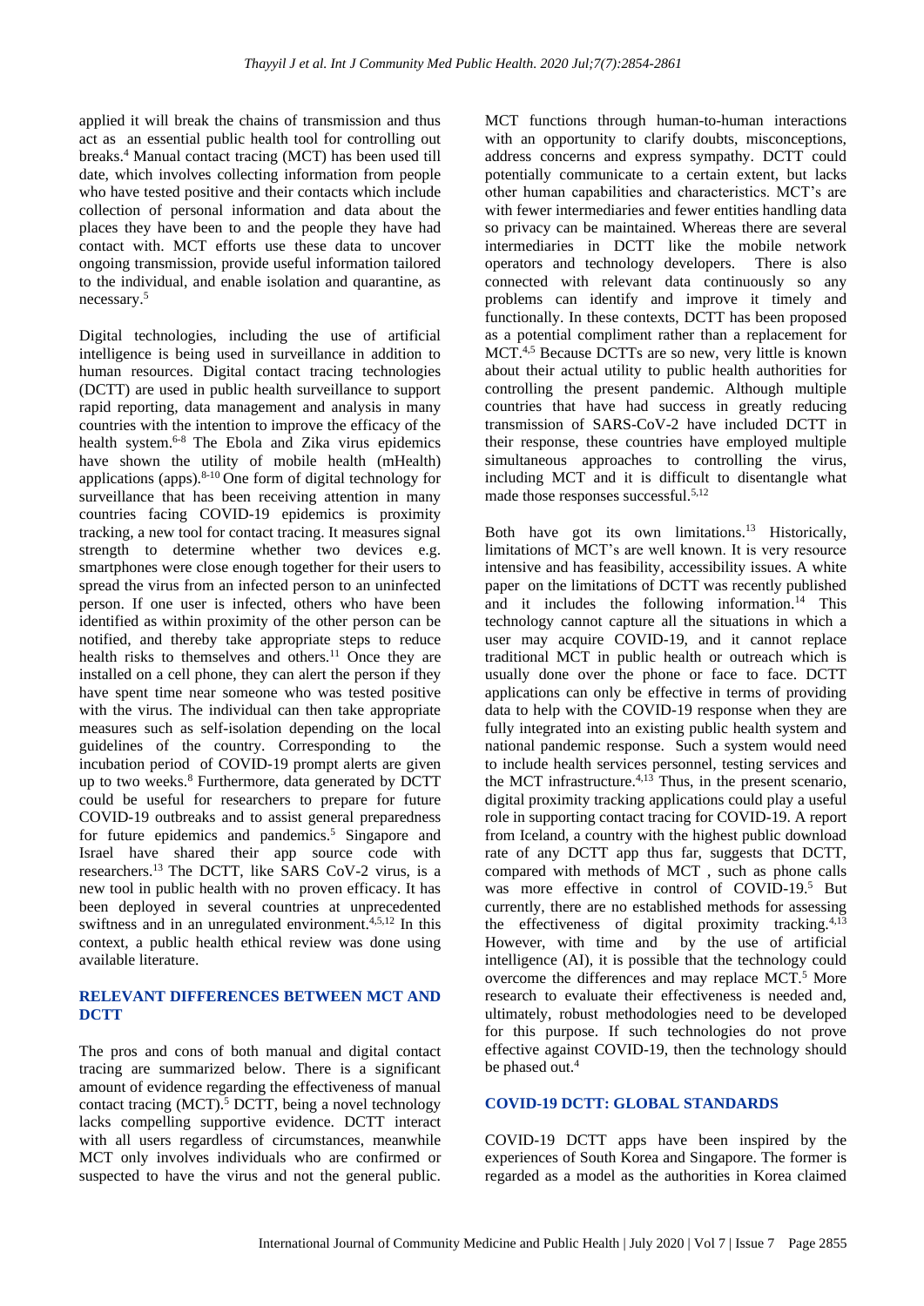applied it will break the chains of transmission and thus act as an essential public health tool for controlling out breaks.[4] Manual contact tracing (MCT) has been used till date, which involves collecting information from people who have tested positive and their contacts which include collection of personal information and data about the places they have been to and the people they have had contact with. MCT efforts use these data to uncover ongoing transmission, provide useful information tailored to the individual, and enable isolation and quarantine, as necessary.[5]

Digital technologies, including the use of artificial intelligence is being used in surveillance in addition to human resources. Digital contact tracing technologies (DCTT) are used in public health surveillance to support rapid reporting, data management and analysis in many countries with the intention to improve the efficacy of the health system.[6-8] The Ebola and Zika virus epidemics have shown the utility of mobile health (mHealth) applications (apps).[8-10] One form of digital technology for surveillance that has been receiving attention in many countries facing COVID-19 epidemics is proximity tracking, a new tool for contact tracing. It measures signal strength to determine whether two devices e.g. smartphones were close enough together for their users to spread the virus from an infected person to an uninfected person. If one user is infected, others who have been identified as within proximity of the other person can be notified, and thereby take appropriate steps to reduce health risks to themselves and others.[11] Once they are installed on a cell phone, they can alert the person if they have spent time near someone who was tested positive with the virus. The individual can then take appropriate measures such as self-isolation depending on the local guidelines of the country. Corresponding to the incubation period of COVID-19 prompt alerts are given up to two weeks.[8] Furthermore, data generated by DCTT could be useful for researchers to prepare for future COVID-19 outbreaks and to assist general preparedness for future epidemics and pandemics.[5] Singapore and Israel have shared their app source code with researchers.[13] The DCTT, like SARS CoV-2 virus, is a new tool in public health with no proven efficacy. It has been deployed in several countries at unprecedented swiftness and in an unregulated environment.[4,5,12] In this context, a public health ethical review was done using available literature.

## RELEVANT DIFFERENCES BETWEEN MCT AND DCTT

The pros and cons of both manual and digital contact tracing are summarized below. There is a significant amount of evidence regarding the effectiveness of manual contact tracing (MCT).[5] DCTT, being a novel technology lacks compelling supportive evidence. DCTT interact with all users regardless of circumstances, meanwhile MCT only involves individuals who are confirmed or suspected to have the virus and not the general public. MCT functions through human-to-human interactions with an opportunity to clarify doubts, misconceptions, address concerns and express sympathy. DCTT could potentially communicate to a certain extent, but lacks other human capabilities and characteristics. MCT's are with fewer intermediaries and fewer entities handling data so privacy can be maintained. Whereas there are several intermediaries in DCTT like the mobile network operators and technology developers. There is also connected with relevant data continuously so any problems can identify and improve it timely and functionally. In these contexts, DCTT has been proposed as a potential compliment rather than a replacement for MCT.[4,5] Because DCTTs are so new, very little is known about their actual utility to public health authorities for controlling the present pandemic. Although multiple countries that have had success in greatly reducing transmission of SARS-CoV-2 have included DCTT in their response, these countries have employed multiple simultaneous approaches to controlling the virus, including MCT and it is difficult to disentangle what made those responses successful.[5,12]

Both have got its own limitations.[13] Historically, limitations of MCT's are well known. It is very resource intensive and has feasibility, accessibility issues. A white paper on the limitations of DCTT was recently published and it includes the following information.[14] This technology cannot capture all the situations in which a user may acquire COVID-19, and it cannot replace traditional MCT in public health or outreach which is usually done over the phone or face to face. DCTT applications can only be effective in terms of providing data to help with the COVID-19 response when they are fully integrated into an existing public health system and national pandemic response. Such a system would need to include health services personnel, testing services and the MCT infrastructure.[4,13] Thus, in the present scenario, digital proximity tracking applications could play a useful role in supporting contact tracing for COVID-19. A report from Iceland, a country with the highest public download rate of any DCTT app thus far, suggests that DCTT, compared with methods of MCT , such as phone calls was more effective in control of COVID-19.[5] But currently, there are no established methods for assessing the effectiveness of digital proximity tracking.[4,13] However, with time and by the use of artificial intelligence (AI), it is possible that the technology could overcome the differences and may replace MCT.[5] More research to evaluate their effectiveness is needed and, ultimately, robust methodologies need to be developed for this purpose. If such technologies do not prove effective against COVID-19, then the technology should be phased out.[4]

## COVID-19 DCTT: GLOBAL STANDARDS

COVID-19 DCTT apps have been inspired by the experiences of South Korea and Singapore. The former is regarded as a model as the authorities in Korea claimed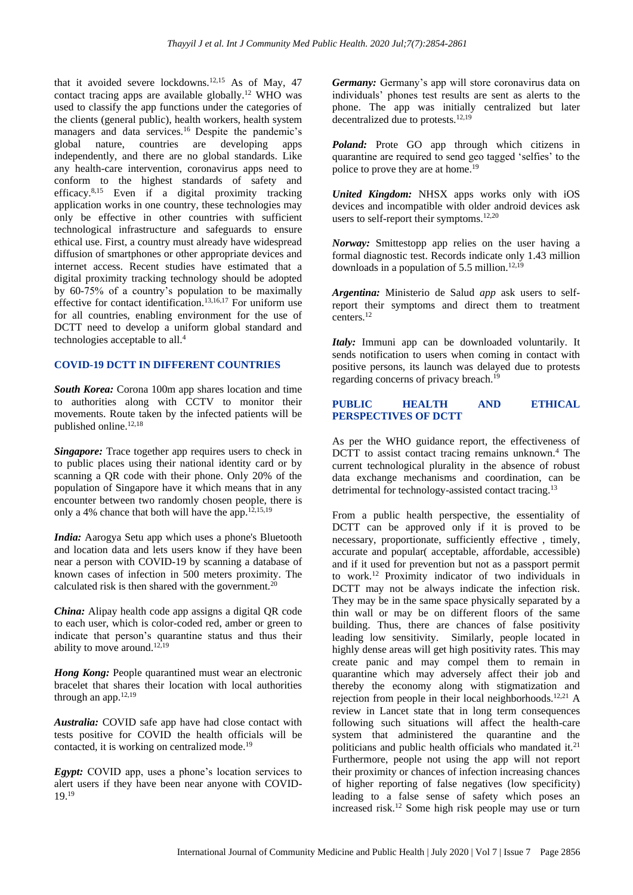that it avoided severe lockdowns.[12,15] As of May, 47 contact tracing apps are available globally.[12] WHO was used to classify the app functions under the categories of the clients (general public), health workers, health system managers and data services.[16] Despite the pandemic's global nature, countries are developing apps independently, and there are no global standards. Like any health-care intervention, coronavirus apps need to conform to the highest standards of safety and efficacy.[8,15] Even if a digital proximity tracking application works in one country, these technologies may only be effective in other countries with sufficient technological infrastructure and safeguards to ensure ethical use. First, a country must already have widespread diffusion of smartphones or other appropriate devices and internet access. Recent studies have estimated that a digital proximity tracking technology should be adopted by 60-75% of a country's population to be maximally effective for contact identification.[13,16,17] For uniform use for all countries, enabling environment for the use of DCTT need to develop a uniform global standard and technologies acceptable to all.[4]

## COVID-19 DCTT IN DIFFERENT COUNTRIES

***South Korea:*** Corona 100m app shares location and time to authorities along with CCTV to monitor their movements. Route taken by the infected patients will be published online.[12,18]

***Singapore:*** Trace together app requires users to check in to public places using their national identity card or by scanning a QR code with their phone. Only 20% of the population of Singapore have it which means that in any encounter between two randomly chosen people, there is only a 4% chance that both will have the app.[12,15,19]

***India:*** Aarogya Setu app which uses a phone's Bluetooth and location data and lets users know if they have been near a person with COVID-19 by scanning a database of known cases of infection in 500 meters proximity. The calculated risk is then shared with the government.[20]

***China:*** Alipay health code app assigns a digital QR code to each user, which is color-coded red, amber or green to indicate that person's quarantine status and thus their ability to move around.[12,19]

***Hong Kong:*** People quarantined must wear an electronic bracelet that shares their location with local authorities through an app.[12,19]

***Australia:*** COVID safe app have had close contact with tests positive for COVID the health officials will be contacted, it is working on centralized mode.[19]

***Egypt:*** COVID app, uses a phone's location services to alert users if they have been near anyone with COVID-19.[19]

***Germany:*** Germany's app will store coronavirus data on individuals' phones test results are sent as alerts to the phone. The app was initially centralized but later decentralized due to protests.[12,19]

***Poland:*** Prote GO app through which citizens in quarantine are required to send geo tagged 'selfies' to the police to prove they are at home.[19]

***United Kingdom:*** NHSX apps works only with iOS devices and incompatible with older android devices ask users to self-report their symptoms.[12,20]

***Norway:*** Smittestopp app relies on the user having a formal diagnostic test. Records indicate only 1.43 million downloads in a population of 5.5 million.[12,19]

***Argentina:*** Ministerio de Salud *app* ask users to self-report their symptoms and direct them to treatment centers.[12]

***Italy:*** Immuni app can be downloaded voluntarily. It sends notification to users when coming in contact with positive persons, its launch was delayed due to protests regarding concerns of privacy breach.[19]

## PUBLIC HEALTH AND ETHICAL PERSPECTIVES OF DCTT

As per the WHO guidance report, the effectiveness of DCTT to assist contact tracing remains unknown.[4] The current technological plurality in the absence of robust data exchange mechanisms and coordination, can be detrimental for technology-assisted contact tracing.[13]

From a public health perspective, the essentiality of DCTT can be approved only if it is proved to be necessary, proportionate, sufficiently effective , timely, accurate and popular( acceptable, affordable, accessible) and if it used for prevention but not as a passport permit to work.[12] Proximity indicator of two individuals in DCTT may not be always indicate the infection risk. They may be in the same space physically separated by a thin wall or may be on different floors of the same building. Thus, there are chances of false positivity leading low sensitivity. Similarly, people located in highly dense areas will get high positivity rates. This may create panic and may compel them to remain in quarantine which may adversely affect their job and thereby the economy along with stigmatization and rejection from people in their local neighborhoods.[12,21] A review in Lancet state that in long term consequences following such situations will affect the health-care system that administered the quarantine and the politicians and public health officials who mandated it.[21] Furthermore, people not using the app will not report their proximity or chances of infection increasing chances of higher reporting of false negatives (low specificity) leading to a false sense of safety which poses an increased risk.[12] Some high risk people may use or turn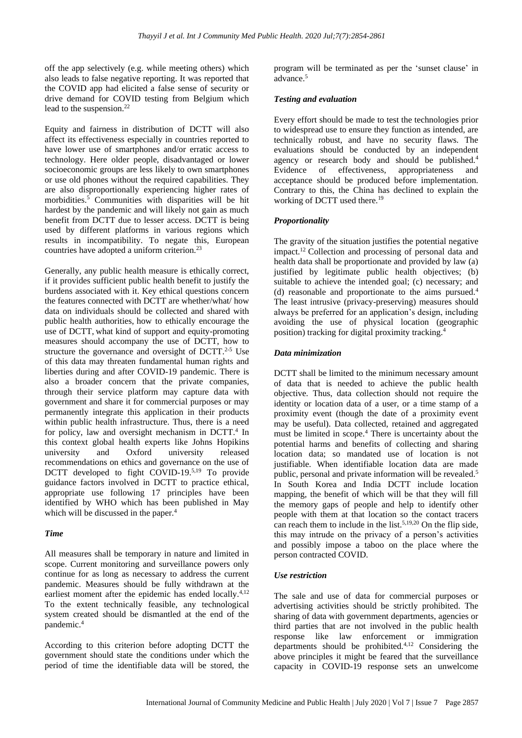off the app selectively (e.g. while meeting others) which also leads to false negative reporting. It was reported that the COVID app had elicited a false sense of security or drive demand for COVID testing from Belgium which lead to the suspension.[22]

Equity and fairness in distribution of DCTT will also affect its effectiveness especially in countries reported to have lower use of smartphones and/or erratic access to technology. Here older people, disadvantaged or lower socioeconomic groups are less likely to own smartphones or use old phones without the required capabilities. They are also disproportionally experiencing higher rates of morbidities.[5] Communities with disparities will be hit hardest by the pandemic and will likely not gain as much benefit from DCTT due to lesser access. DCTT is being used by different platforms in various regions which results in incompatibility. To negate this, European countries have adopted a uniform criterion.[23]

Generally, any public health measure is ethically correct, if it provides sufficient public health benefit to justify the burdens associated with it. Key ethical questions concern the features connected with DCTT are whether/what/ how data on individuals should be collected and shared with public health authorities, how to ethically encourage the use of DCTT, what kind of support and equity-promoting measures should accompany the use of DCTT, how to structure the governance and oversight of DCTT.[2-5] Use of this data may threaten fundamental human rights and liberties during and after COVID-19 pandemic. There is also a broader concern that the private companies, through their service platform may capture data with government and share it for commercial purposes or may permanently integrate this application in their products within public health infrastructure. Thus, there is a need for policy, law and oversight mechanism in DCTT.[4] In this context global health experts like Johns Hopikins university and Oxford university released recommendations on ethics and governance on the use of DCTT developed to fight COVID-19.[5,19] To provide guidance factors involved in DCTT to practice ethical, appropriate use following 17 principles have been identified by WHO which has been published in May which will be discussed in the paper.[4]

### *Time*

All measures shall be temporary in nature and limited in scope. Current monitoring and surveillance powers only continue for as long as necessary to address the current pandemic. Measures should be fully withdrawn at the earliest moment after the epidemic has ended locally.[4,12] To the extent technically feasible, any technological system created should be dismantled at the end of the pandemic.[4]

According to this criterion before adopting DCTT the government should state the conditions under which the period of time the identifiable data will be stored, the program will be terminated as per the 'sunset clause' in advance.[5]

### *Testing and evaluation*

Every effort should be made to test the technologies prior to widespread use to ensure they function as intended, are technically robust, and have no security flaws. The evaluations should be conducted by an independent agency or research body and should be published.[4] Evidence of effectiveness, appropriateness and acceptance should be produced before implementation. Contrary to this, the China has declined to explain the working of DCTT used there.[19]

### *Proportionality*

The gravity of the situation justifies the potential negative impact.[12] Collection and processing of personal data and health data shall be proportionate and provided by law (a) justified by legitimate public health objectives; (b) suitable to achieve the intended goal; (c) necessary; and (d) reasonable and proportionate to the aims pursued.[4] The least intrusive (privacy-preserving) measures should always be preferred for an application's design, including avoiding the use of physical location (geographic position) tracking for digital proximity tracking.[4]

### *Data minimization*

DCTT shall be limited to the minimum necessary amount of data that is needed to achieve the public health objective. Thus, data collection should not require the identity or location data of a user, or a time stamp of a proximity event (though the date of a proximity event may be useful). Data collected, retained and aggregated must be limited in scope.[4] There is uncertainty about the potential harms and benefits of collecting and sharing location data; so mandated use of location is not justifiable. When identifiable location data are made public, personal and private information will be revealed.[5] In South Korea and India DCTT include location mapping, the benefit of which will be that they will fill the memory gaps of people and help to identify other people with them at that location so the contact tracers can reach them to include in the list.[5,19,20] On the flip side, this may intrude on the privacy of a person's activities and possibly impose a taboo on the place where the person contracted COVID.

### *Use restriction*

The sale and use of data for commercial purposes or advertising activities should be strictly prohibited. The sharing of data with government departments, agencies or third parties that are not involved in the public health response like law enforcement or immigration departments should be prohibited.[4,12] Considering the above principles it might be feared that the surveillance capacity in COVID-19 response sets an unwelcome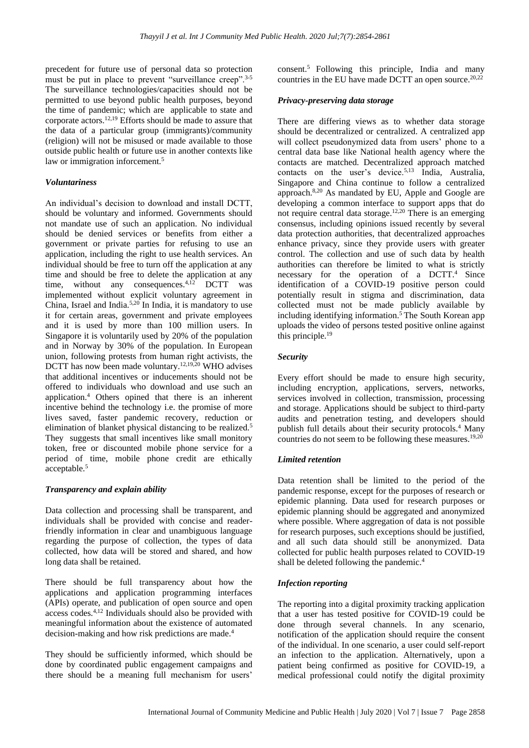precedent for future use of personal data so protection must be put in place to prevent "surveillance creep".[3-5] The surveillance technologies/capacities should not be permitted to use beyond public health purposes, beyond the time of pandemic; which are applicable to state and corporate actors.[12,19] Efforts should be made to assure that the data of a particular group (immigrants)/community (religion) will not be misused or made available to those outside public health or future use in another contexts like law or immigration inforcement.[5]

### *Voluntariness*

An individual's decision to download and install DCTT, should be voluntary and informed. Governments should not mandate use of such an application. No individual should be denied services or benefits from either a government or private parties for refusing to use an application, including the right to use health services. An individual should be free to turn off the application at any time and should be free to delete the application at any time, without any consequences.[4,12] DCTT was implemented without explicit voluntary agreement in China, Israel and India.[5,20] In India, it is mandatory to use it for certain areas, government and private employees and it is used by more than 100 million users. In Singapore it is voluntarily used by 20% of the population and in Norway by 30% of the population. In European union, following protests from human right activists, the DCTT has now been made voluntary.[12,19,20] WHO advises that additional incentives or inducements should not be offered to individuals who download and use such an application.[4] Others opined that there is an inherent incentive behind the technology i.e. the promise of more lives saved, faster pandemic recovery, reduction or elimination of blanket physical distancing to be realized.[5] They suggests that small incentives like small monitory token, free or discounted mobile phone service for a period of time, mobile phone credit are ethically acceptable.[5]

### *Transparency and explain ability*

Data collection and processing shall be transparent, and individuals shall be provided with concise and reader-friendly information in clear and unambiguous language regarding the purpose of collection, the types of data collected, how data will be stored and shared, and how long data shall be retained.

There should be full transparency about how the applications and application programming interfaces (APIs) operate, and publication of open source and open access codes.[4,12] Individuals should also be provided with meaningful information about the existence of automated decision-making and how risk predictions are made.[4]

They should be sufficiently informed, which should be done by coordinated public engagement campaigns and there should be a meaning full mechanism for users' consent.[5] Following this principle, India and many countries in the EU have made DCTT an open source.[20,22]

### *Privacy-preserving data storage*

There are differing views as to whether data storage should be decentralized or centralized. A centralized app will collect pseudonymized data from users' phone to a central data base like National health agency where the contacts are matched. Decentralized approach matched contacts on the user's device.[5,13] India, Australia, Singapore and China continue to follow a centralized approach.[8,20] As mandated by EU, Apple and Google are developing a common interface to support apps that do not require central data storage.[12,20] There is an emerging consensus, including opinions issued recently by several data protection authorities, that decentralized approaches enhance privacy, since they provide users with greater control. The collection and use of such data by health authorities can therefore be limited to what is strictly necessary for the operation of a DCTT.[4] Since identification of a COVID-19 positive person could potentially result in stigma and discrimination, data collected must not be made publicly available by including identifying information.[5] The South Korean app uploads the video of persons tested positive online against this principle.[19]

### *Security*

Every effort should be made to ensure high security, including encryption, applications, servers, networks, services involved in collection, transmission, processing and storage. Applications should be subject to third-party audits and penetration testing, and developers should publish full details about their security protocols.[4] Many countries do not seem to be following these measures.[19,20]

### *Limited retention*

Data retention shall be limited to the period of the pandemic response, except for the purposes of research or epidemic planning. Data used for research purposes or epidemic planning should be aggregated and anonymized where possible. Where aggregation of data is not possible for research purposes, such exceptions should be justified, and all such data should still be anonymized. Data collected for public health purposes related to COVID-19 shall be deleted following the pandemic.[4]

### *Infection reporting*

The reporting into a digital proximity tracking application that a user has tested positive for COVID-19 could be done through several channels. In any scenario, notification of the application should require the consent of the individual. In one scenario, a user could self-report an infection to the application. Alternatively, upon a patient being confirmed as positive for COVID-19, a medical professional could notify the digital proximity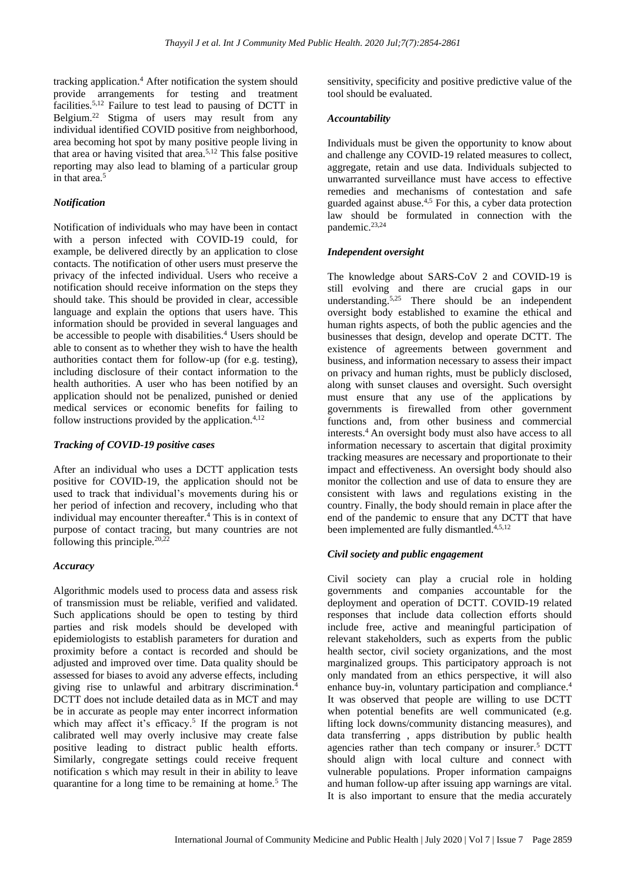tracking application.[4] After notification the system should provide arrangements for testing and treatment facilities.[5,12] Failure to test lead to pausing of DCTT in Belgium.[22] Stigma of users may result from any individual identified COVID positive from neighborhood, area becoming hot spot by many positive people living in that area or having visited that area.[5,12] This false positive reporting may also lead to blaming of a particular group in that area.[5]

### *Notification*

Notification of individuals who may have been in contact with a person infected with COVID-19 could, for example, be delivered directly by an application to close contacts. The notification of other users must preserve the privacy of the infected individual. Users who receive a notification should receive information on the steps they should take. This should be provided in clear, accessible language and explain the options that users have. This information should be provided in several languages and be accessible to people with disabilities.[4] Users should be able to consent as to whether they wish to have the health authorities contact them for follow-up (for e.g. testing), including disclosure of their contact information to the health authorities. A user who has been notified by an application should not be penalized, punished or denied medical services or economic benefits for failing to follow instructions provided by the application.[4,12]

### *Tracking of COVID-19 positive cases*

After an individual who uses a DCTT application tests positive for COVID-19, the application should not be used to track that individual's movements during his or her period of infection and recovery, including who that individual may encounter thereafter.[4] This is in context of purpose of contact tracing, but many countries are not following this principle.[20,22]

### *Accuracy*

Algorithmic models used to process data and assess risk of transmission must be reliable, verified and validated. Such applications should be open to testing by third parties and risk models should be developed with epidemiologists to establish parameters for duration and proximity before a contact is recorded and should be adjusted and improved over time. Data quality should be assessed for biases to avoid any adverse effects, including giving rise to unlawful and arbitrary discrimination.[4] DCTT does not include detailed data as in MCT and may be in accurate as people may enter incorrect information which may affect it's efficacy.[5] If the program is not calibrated well may overly inclusive may create false positive leading to distract public health efforts. Similarly, congregate settings could receive frequent notification s which may result in their in ability to leave quarantine for a long time to be remaining at home.[5] The sensitivity, specificity and positive predictive value of the tool should be evaluated.

### *Accountability*

Individuals must be given the opportunity to know about and challenge any COVID-19 related measures to collect, aggregate, retain and use data. Individuals subjected to unwarranted surveillance must have access to effective remedies and mechanisms of contestation and safe guarded against abuse.[4,5] For this, a cyber data protection law should be formulated in connection with the pandemic.[23,24]

### *Independent oversight*

The knowledge about SARS-CoV 2 and COVID-19 is still evolving and there are crucial gaps in our understanding.[5,25] There should be an independent oversight body established to examine the ethical and human rights aspects, of both the public agencies and the businesses that design, develop and operate DCTT. The existence of agreements between government and business, and information necessary to assess their impact on privacy and human rights, must be publicly disclosed, along with sunset clauses and oversight. Such oversight must ensure that any use of the applications by governments is firewalled from other government functions and, from other business and commercial interests.[4] An oversight body must also have access to all information necessary to ascertain that digital proximity tracking measures are necessary and proportionate to their impact and effectiveness. An oversight body should also monitor the collection and use of data to ensure they are consistent with laws and regulations existing in the country. Finally, the body should remain in place after the end of the pandemic to ensure that any DCTT that have been implemented are fully dismantled.[4,5,12]

### *Civil society and public engagement*

Civil society can play a crucial role in holding governments and companies accountable for the deployment and operation of DCTT. COVID-19 related responses that include data collection efforts should include free, active and meaningful participation of relevant stakeholders, such as experts from the public health sector, civil society organizations, and the most marginalized groups. This participatory approach is not only mandated from an ethics perspective, it will also enhance buy-in, voluntary participation and compliance.[4] It was observed that people are willing to use DCTT when potential benefits are well communicated (e.g. lifting lock downs/community distancing measures), and data transferring , apps distribution by public health agencies rather than tech company or insurer.[5] DCTT should align with local culture and connect with vulnerable populations. Proper information campaigns and human follow-up after issuing app warnings are vital. It is also important to ensure that the media accurately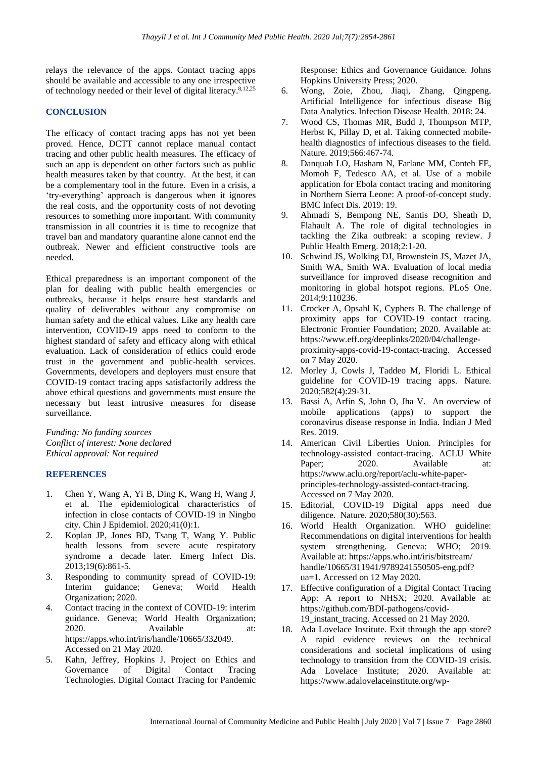relays the relevance of the apps. Contact tracing apps should be available and accessible to any one irrespective of technology needed or their level of digital literacy.[8,12,25]

## CONCLUSION

The efficacy of contact tracing apps has not yet been proved. Hence, DCTT cannot replace manual contact tracing and other public health measures. The efficacy of such an app is dependent on other factors such as public health measures taken by that country. At the best, it can be a complementary tool in the future. Even in a crisis, a 'try-everything' approach is dangerous when it ignores the real costs, and the opportunity costs of not devoting resources to something more important. With community transmission in all countries it is time to recognize that travel ban and mandatory quarantine alone cannot end the outbreak. Newer and efficient constructive tools are needed.

Ethical preparedness is an important component of the plan for dealing with public health emergencies or outbreaks, because it helps ensure best standards and quality of deliverables without any compromise on human safety and the ethical values. Like any health care intervention, COVID-19 apps need to conform to the highest standard of safety and efficacy along with ethical evaluation. Lack of consideration of ethics could erode trust in the government and public-health services. Governments, developers and deployers must ensure that COVID-19 contact tracing apps satisfactorily address the above ethical questions and governments must ensure the necessary but least intrusive measures for disease surveillance.

*Funding: No funding sources*
*Conflict of interest: None declared*
*Ethical approval: Not required*

## REFERENCES

1. Chen Y, Wang A, Yi B, Ding K, Wang H, Wang J, et al. The epidemiological characteristics of infection in close contacts of COVID-19 in Ningbo city. Chin J Epidemiol. 2020;41(0):1.
2. Koplan JP, Jones BD, Tsang T, Wang Y. Public health lessons from severe acute respiratory syndrome a decade later. Emerg Infect Dis. 2013;19(6):861-5.
3. Responding to community spread of COVID-19: Interim guidance; Geneva; World Health Organization; 2020.
4. Contact tracing in the context of COVID-19: interim guidance. Geneva; World Health Organization; 2020. Available at: https://apps.who.int/iris/handle/10665/332049. Accessed on 21 May 2020.
5. Kahn, Jeffrey, Hopkins J. Project on Ethics and Governance of Digital Contact Tracing Technologies. Digital Contact Tracing for Pandemic Response: Ethics and Governance Guidance. Johns Hopkins University Press; 2020.
6. Wong, Zoie, Zhou, Jiaqi, Zhang, Qingpeng. Artificial Intelligence for infectious disease Big Data Analytics. Infection Disease Health. 2018: 24.
7. Wood CS, Thomas MR, Budd J, Thompson MTP, Herbst K, Pillay D, et al. Taking connected mobile-health diagnostics of infectious diseases to the field. Nature. 2019;566:467-74.
8. Danquah LO, Hasham N, Farlane MM, Conteh FE, Momoh F, Tedesco AA, et al. Use of a mobile application for Ebola contact tracing and monitoring in Northern Sierra Leone: A proof-of-concept study. BMC Infect Dis. 2019: 19.
9. Ahmadi S, Bempong NE, Santis DO, Sheath D, Flahault A. The role of digital technologies in tackling the Zika outbreak: a scoping review. J Public Health Emerg. 2018;2:1-20.
10. Schwind JS, Wolking DJ, Brownstein JS, Mazet JA, Smith WA, Smith WA. Evaluation of local media surveillance for improved disease recognition and monitoring in global hotspot regions. PLoS One. 2014;9:110236.
11. Crocker A, Opsahl K, Cyphers B. The challenge of proximity apps for COVID-19 contact tracing. Electronic Frontier Foundation; 2020. Available at: https://www.eff.org/deeplinks/2020/04/challenge-proximity-apps-covid-19-contact-tracing. Accessed on 7 May 2020.
12. Morley J, Cowls J, Taddeo M, Floridi L. Ethical guideline for COVID-19 tracing apps. Nature. 2020;582(4):29-31.
13. Bassi A, Arfin S, John O, Jha V. An overview of mobile applications (apps) to support the coronavirus disease response in India. Indian J Med Res. 2019.
14. American Civil Liberties Union. Principles for technology-assisted contact-tracing. ACLU White Paper; 2020. Available at: https://www.aclu.org/report/aclu-white-paper-principles-technology-assisted-contact-tracing. Accessed on 7 May 2020.
15. Editorial, COVID-19 Digital apps need due diligence. Nature. 2020;580(30):563.
16. World Health Organization. WHO guideline: Recommendations on digital interventions for health system strengthening. Geneva: WHO; 2019. Available at: https://apps.who.int/iris/bitstream/handle/10665/311941/9789241550505-eng.pdf?ua=1. Accessed on 12 May 2020.
17. Effective configuration of a Digital Contact Tracing App: A report to NHSX; 2020. Available at: https://github.com/BDI-pathogens/covid-19_instant_tracing. Accessed on 21 May 2020.
18. Ada Lovelace Institute. Exit through the app store? A rapid evidence reviews on the technical considerations and societal implications of using technology to transition from the COVID-19 crisis. Ada Lovelace Institute; 2020. Available at: https://www.adalovelaceinstitute.org/wp-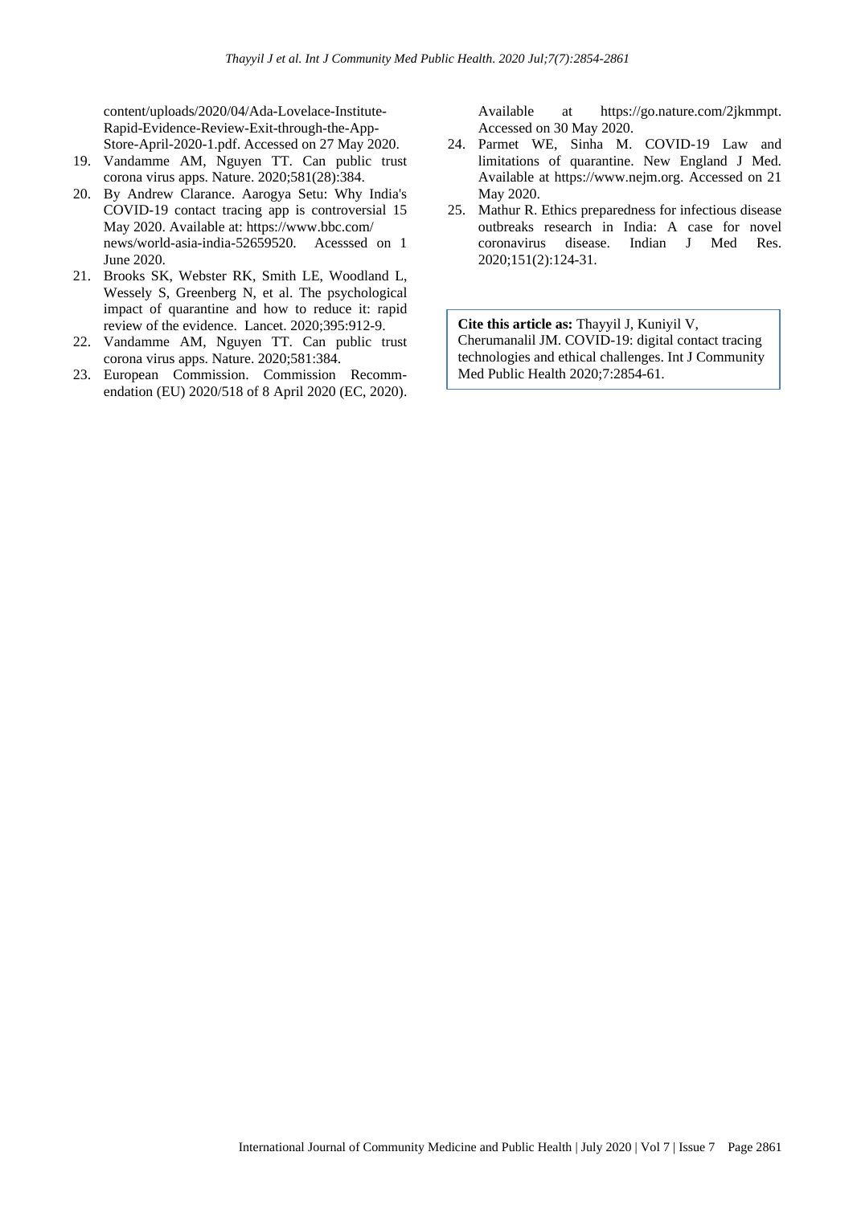content/uploads/2020/04/Ada-Lovelace-Institute-Rapid-Evidence-Review-Exit-through-the-App-Store-April-2020-1.pdf. Accessed on 27 May 2020.

19. Vandamme AM, Nguyen TT. Can public trust corona virus apps. Nature. 2020;581(28):384.
20. By Andrew Clarance. Aarogya Setu: Why India's COVID-19 contact tracing app is controversial 15 May 2020. Available at: https://www.bbc.com/news/world-asia-india-52659520. Acesssed on 1 June 2020.
21. Brooks SK, Webster RK, Smith LE, Woodland L, Wessely S, Greenberg N, et al. The psychological impact of quarantine and how to reduce it: rapid review of the evidence. Lancet. 2020;395:912-9.
22. Vandamme AM, Nguyen TT. Can public trust corona virus apps. Nature. 2020;581:384.
23. European Commission. Commission Recommendation (EU) 2020/518 of 8 April 2020 (EC, 2020). Available at https://go.nature.com/2jkmmpt. Accessed on 30 May 2020.
24. Parmet WE, Sinha M. COVID-19 Law and limitations of quarantine. New England J Med. Available at https://www.nejm.org. Accessed on 21 May 2020.
25. Mathur R. Ethics preparedness for infectious disease outbreaks research in India: A case for novel coronavirus disease. Indian J Med Res. 2020;151(2):124-31.

**Cite this article as:** Thayyil J, Kuniyil V, Cherumanalil JM. COVID-19: digital contact tracing technologies and ethical challenges. Int J Community Med Public Health 2020;7:2854-61.